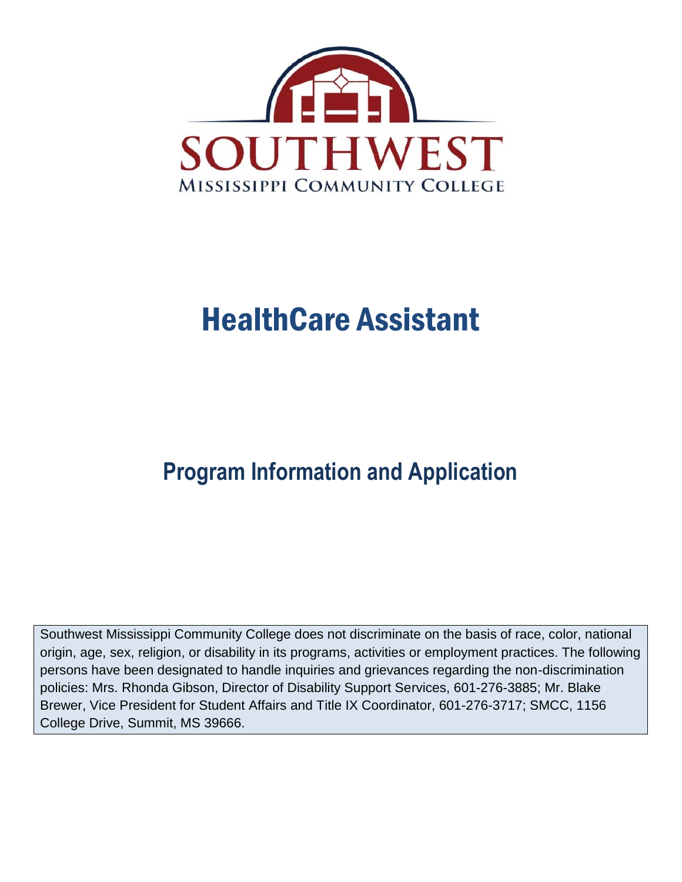SOUTHWEST

MISSISSIPPI COMMUNITY COLLEGE

# HealthCare Assistant

## Program Information and Application

Southwest Mississippi Community College does not discriminate on the basis of race, color, national origin, age, sex, religion, or disability in its programs, activities or employment practices. The following persons have been designated to handle inquiries and grievances regarding the non-discrimination policies: Mrs. Rhonda Gibson, Director of Disability Support Services, 601-276-3885; Mr. Blake Brewer, Vice President for Student Affairs and Title IX Coordinator, 601-276-3717; SMCC, 1156 College Drive, Summit, MS 39666.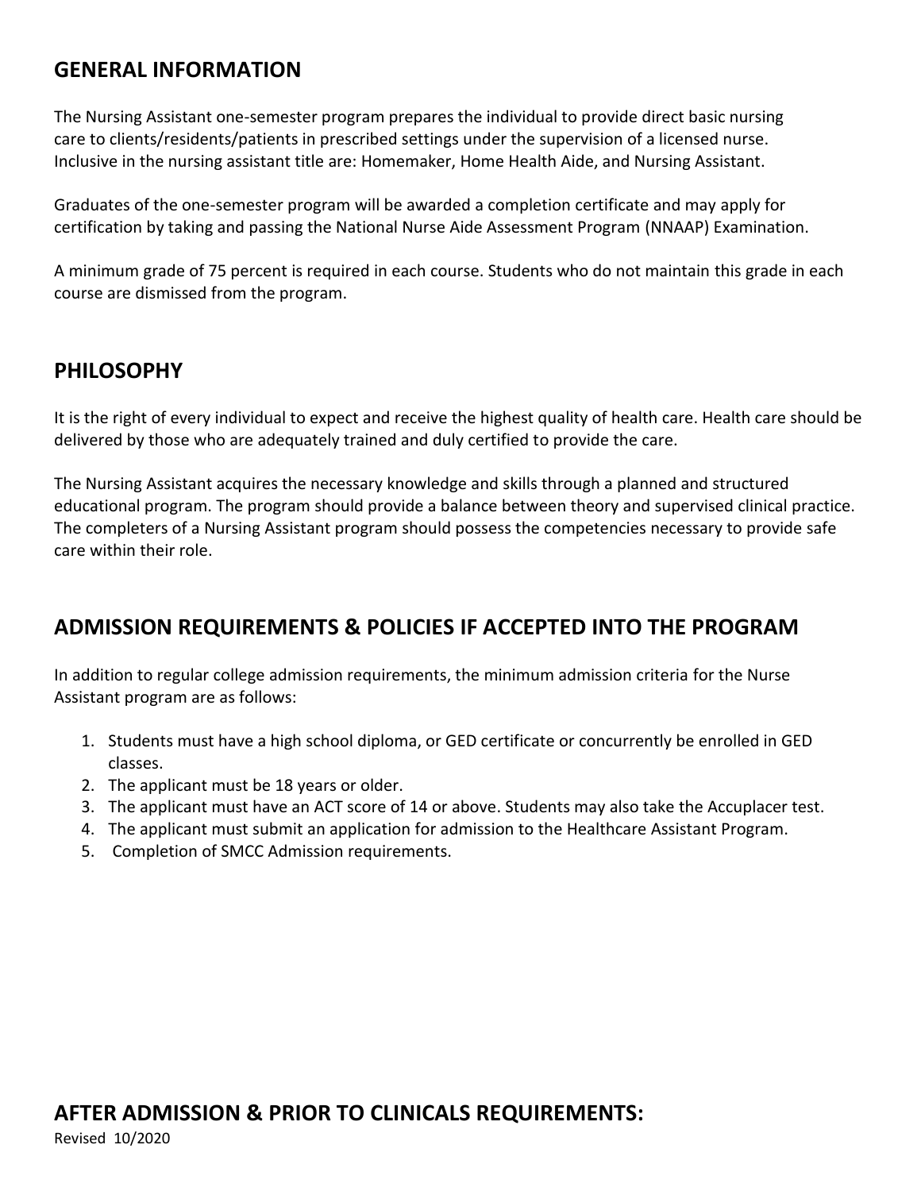## GENERAL INFORMATION

The Nursing Assistant one-semester program prepares the individual to provide direct basic nursing care to clients/residents/patients in prescribed settings under the supervision of a licensed nurse. Inclusive in the nursing assistant title are: Homemaker, Home Health Aide, and Nursing Assistant.

Graduates of the one-semester program will be awarded a completion certificate and may apply for certification by taking and passing the National Nurse Aide Assessment Program (NNAAP) Examination.

A minimum grade of 75 percent is required in each course. Students who do not maintain this grade in each course are dismissed from the program.

## PHILOSOPHY

It is the right of every individual to expect and receive the highest quality of health care. Health care should be delivered by those who are adequately trained and duly certified to provide the care.

The Nursing Assistant acquires the necessary knowledge and skills through a planned and structured educational program. The program should provide a balance between theory and supervised clinical practice. The completers of a Nursing Assistant program should possess the competencies necessary to provide safe care within their role.

## ADMISSION REQUIREMENTS & POLICIES IF ACCEPTED INTO THE PROGRAM

In addition to regular college admission requirements, the minimum admission criteria for the Nurse Assistant program are as follows:

1. Students must have a high school diploma, or GED certificate or concurrently be enrolled in GED classes.
2. The applicant must be 18 years or older.
3. The applicant must have an ACT score of 14 or above. Students may also take the Accuplacer test.
4. The applicant must submit an application for admission to the Healthcare Assistant Program.
5. Completion of SMCC Admission requirements.

## AFTER ADMISSION & PRIOR TO CLINICALS REQUIREMENTS:

Revised 10/2020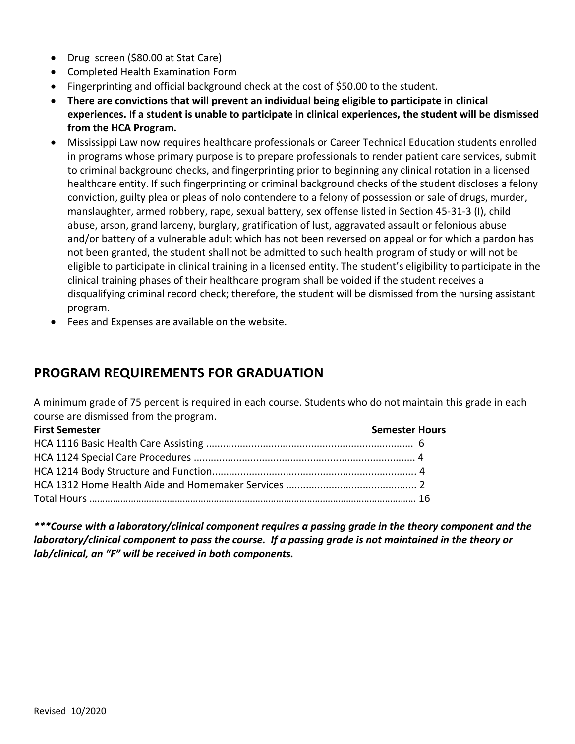- Drug screen ($80.00 at Stat Care)
- Completed Health Examination Form
- Fingerprinting and official background check at the cost of $50.00 to the student.
- **There are convictions that will prevent an individual being eligible to participate in clinical experiences. If a student is unable to participate in clinical experiences, the student will be dismissed from the HCA Program.**
- Mississippi Law now requires healthcare professionals or Career Technical Education students enrolled in programs whose primary purpose is to prepare professionals to render patient care services, submit to criminal background checks, and fingerprinting prior to beginning any clinical rotation in a licensed healthcare entity. If such fingerprinting or criminal background checks of the student discloses a felony conviction, guilty plea or pleas of nolo contendere to a felony of possession or sale of drugs, murder, manslaughter, armed robbery, rape, sexual battery, sex offense listed in Section 45-31-3 (I), child abuse, arson, grand larceny, burglary, gratification of lust, aggravated assault or felonious abuse and/or battery of a vulnerable adult which has not been reversed on appeal or for which a pardon has not been granted, the student shall not be admitted to such health program of study or will not be eligible to participate in clinical training in a licensed entity. The student's eligibility to participate in the clinical training phases of their healthcare program shall be voided if the student receives a disqualifying criminal record check; therefore, the student will be dismissed from the nursing assistant program.
- Fees and Expenses are available on the website.

## PROGRAM REQUIREMENTS FOR GRADUATION

A minimum grade of 75 percent is required in each course. Students who do not maintain this grade in each course are dismissed from the program.

| **First Semester** | **Semester Hours** |
|---|---|
| HCA 1116 Basic Health Care Assisting | 6 |
| HCA 1124 Special Care Procedures | 4 |
| HCA 1214 Body Structure and Function | 4 |
| HCA 1312 Home Health Aide and Homemaker Services | 2 |
| Total Hours | 16 |

***\*\*\*Course with a laboratory/clinical component requires a passing grade in the theory component and the laboratory/clinical component to pass the course. If a passing grade is not maintained in the theory or lab/clinical, an "F" will be received in both components.***

Revised 10/2020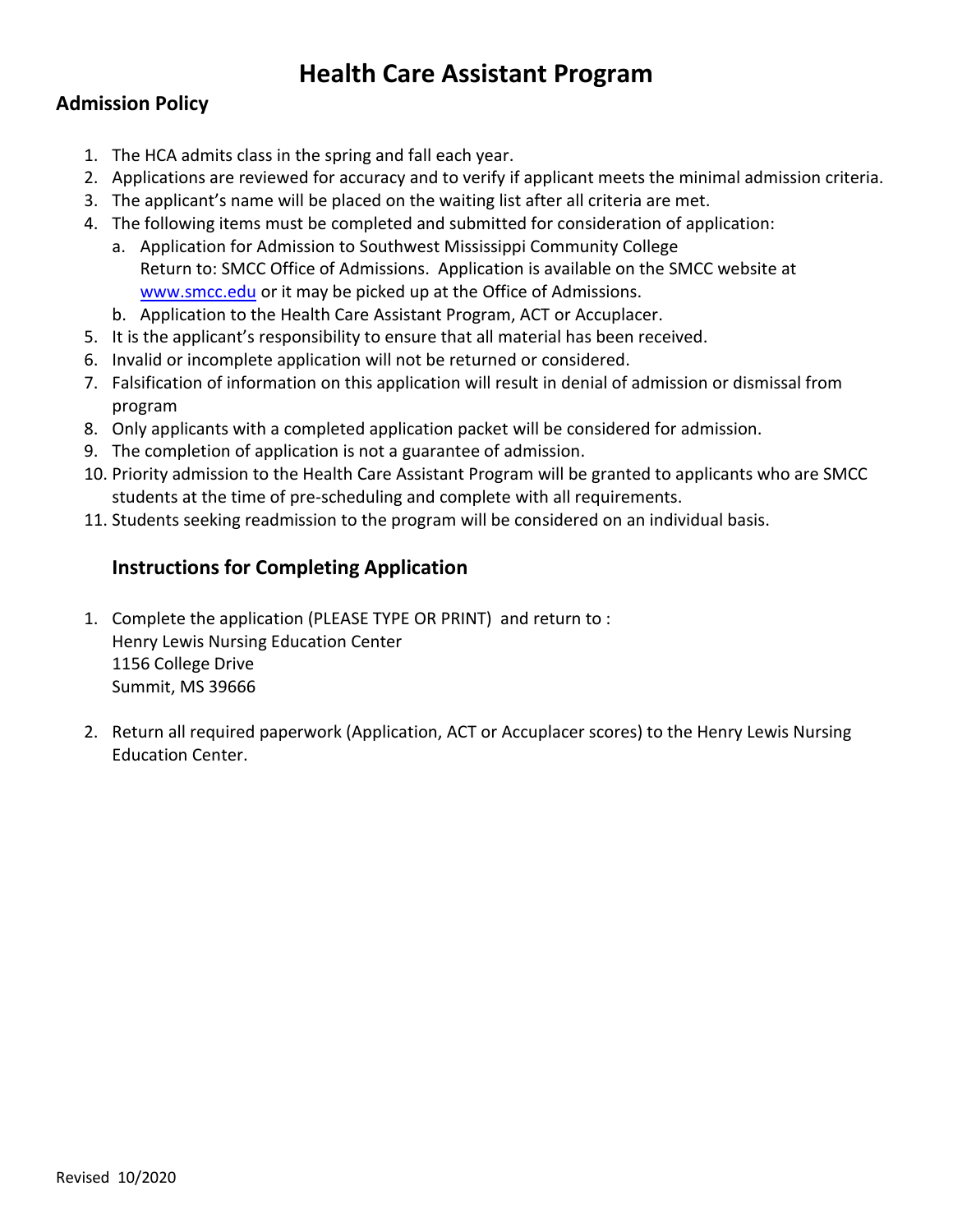# Health Care Assistant Program

## Admission Policy

1. The HCA admits class in the spring and fall each year.
2. Applications are reviewed for accuracy and to verify if applicant meets the minimal admission criteria.
3. The applicant's name will be placed on the waiting list after all criteria are met.
4. The following items must be completed and submitted for consideration of application:
   a. Application for Admission to Southwest Mississippi Community College
      Return to: SMCC Office of Admissions. Application is available on the SMCC website at www.smcc.edu or it may be picked up at the Office of Admissions.
   b. Application to the Health Care Assistant Program, ACT or Accuplacer.
5. It is the applicant's responsibility to ensure that all material has been received.
6. Invalid or incomplete application will not be returned or considered.
7. Falsification of information on this application will result in denial of admission or dismissal from program
8. Only applicants with a completed application packet will be considered for admission.
9. The completion of application is not a guarantee of admission.
10. Priority admission to the Health Care Assistant Program will be granted to applicants who are SMCC students at the time of pre-scheduling and complete with all requirements.
11. Students seeking readmission to the program will be considered on an individual basis.

### Instructions for Completing Application

1. Complete the application (PLEASE TYPE OR PRINT) and return to :
   Henry Lewis Nursing Education Center
   1156 College Drive
   Summit, MS 39666

2. Return all required paperwork (Application, ACT or Accuplacer scores) to the Henry Lewis Nursing Education Center.

Revised 10/2020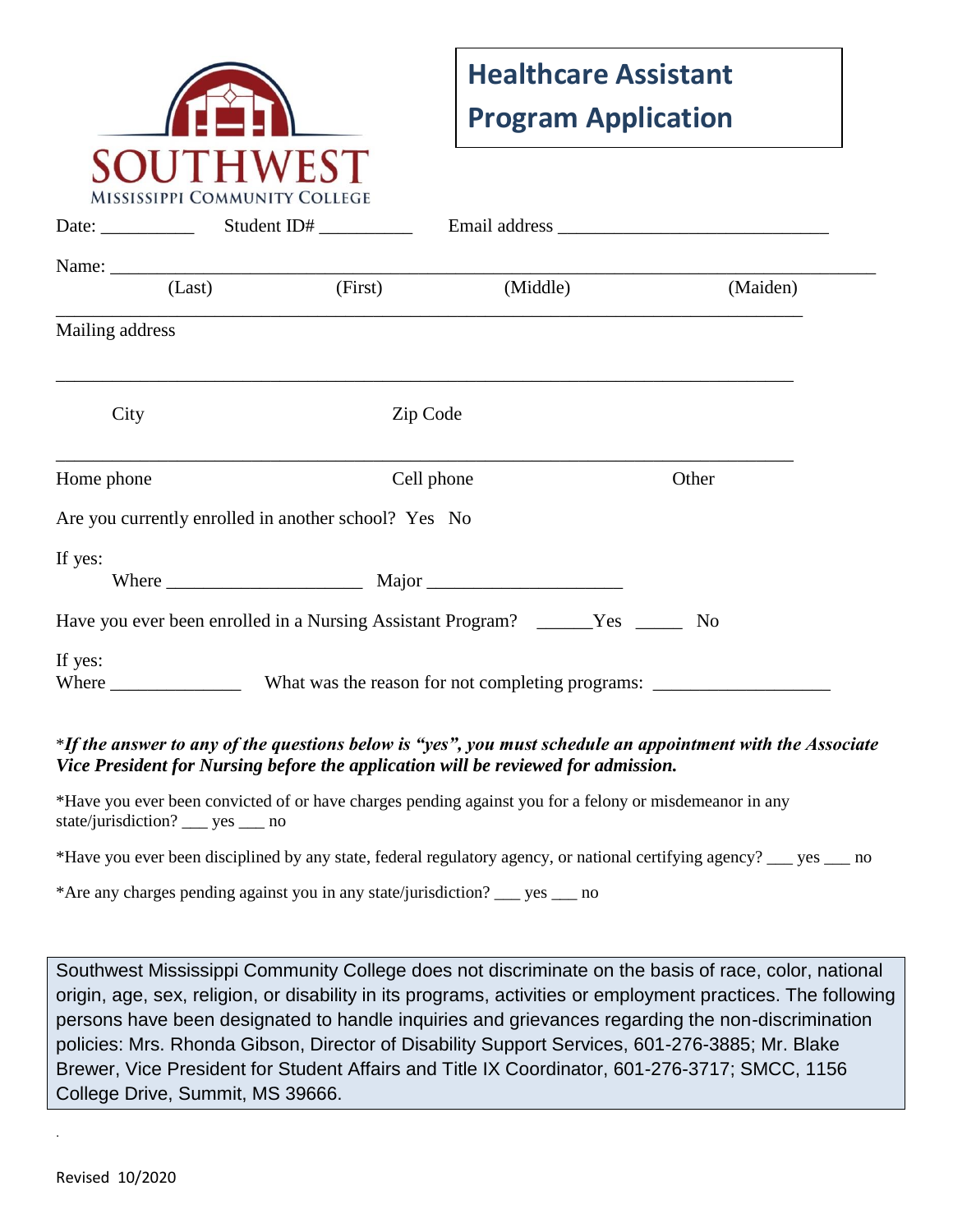SOUTHWEST
MISSISSIPPI COMMUNITY COLLEGE

# Healthcare Assistant Program Application

Date: __________ Student ID# __________ Email address ____________________________

Name: ______________________________________________________________________________
(Last) (First) (Middle) (Maiden)

______________________________________________________________________________
Mailing address

______________________________________________________________________________
City Zip Code

______________________________________________________________________________
Home phone Cell phone Other

Are you currently enrolled in another school? Yes No

If yes:
Where ____________________ Major ____________________

Have you ever been enrolled in a Nursing Assistant Program? ______Yes _____ No

If yes:
Where ______________ What was the reason for not completing programs: __________________

*<u>***If the answer to any of the questions below is "yes", you must schedule an appointment with the Associate Vice President for Nursing before the application will be reviewed for admission.***</u>

*Have you ever been convicted of or have charges pending against you for a felony or misdemeanor in any state/jurisdiction? ___ yes ___ no

*Have you ever been disciplined by any state, federal regulatory agency, or national certifying agency? ___ yes ___ no

*Are any charges pending against you in any state/jurisdiction? ___ yes ___ no

Southwest Mississippi Community College does not discriminate on the basis of race, color, national origin, age, sex, religion, or disability in its programs, activities or employment practices. The following persons have been designated to handle inquiries and grievances regarding the non-discrimination policies: Mrs. Rhonda Gibson, Director of Disability Support Services, 601-276-3885; Mr. Blake Brewer, Vice President for Student Affairs and Title IX Coordinator, 601-276-3717; SMCC, 1156 College Drive, Summit, MS 39666.

Revised 10/2020